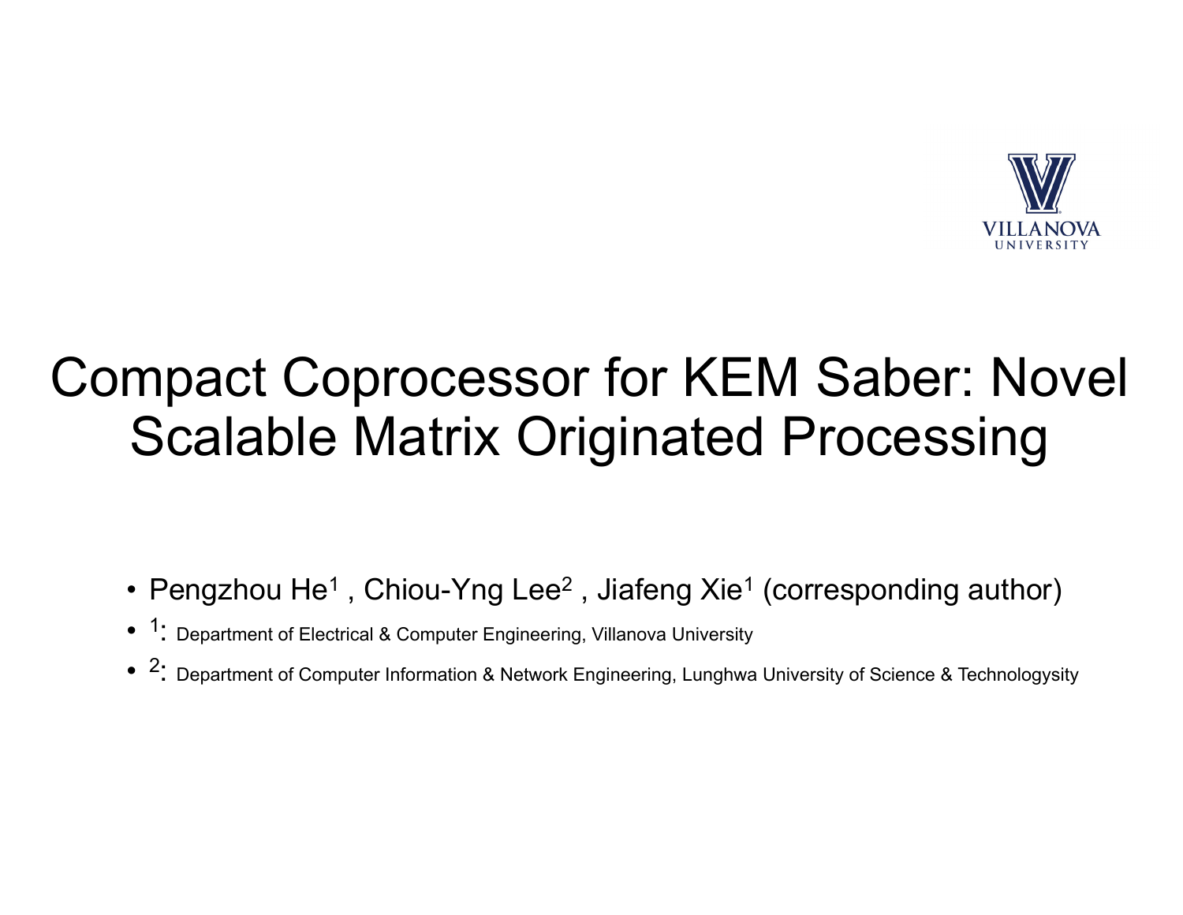# Compact Coprocessor for KEM Saber: Novel Scalable Matrix Originated Processing

VILLANOVA UNIVERSITY

- Pengzhou He[1] , Chiou-Yng Lee[2] , Jiafeng Xie[1] (corresponding author)
- [1]: Department of Electrical & Computer Engineering, Villanova University
- [2]: Department of Computer Information & Network Engineering, Lunghwa University of Science & Technologysity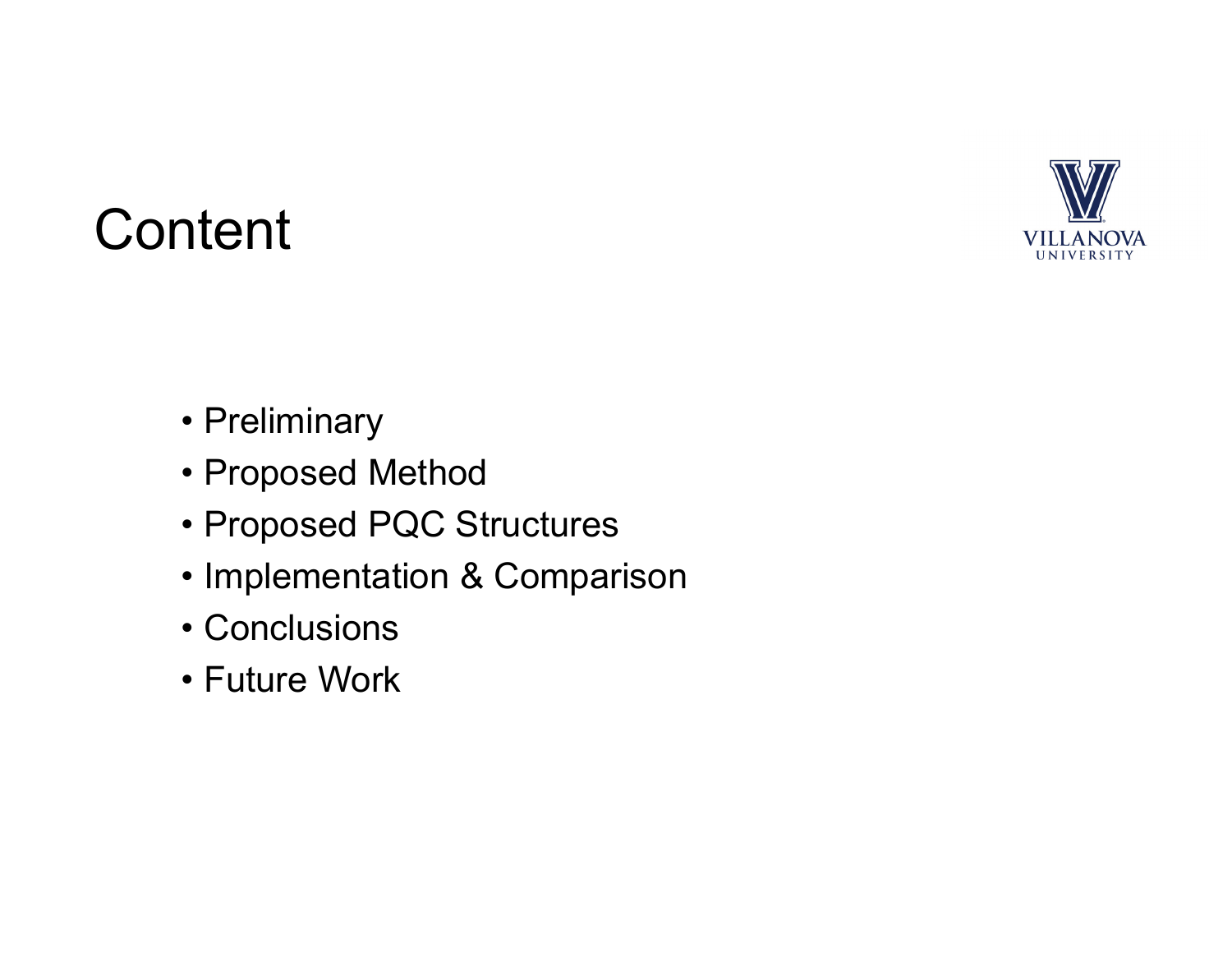# Content

- Preliminary
- Proposed Method
- Proposed PQC Structures
- Implementation & Comparison
- Conclusions
- Future Work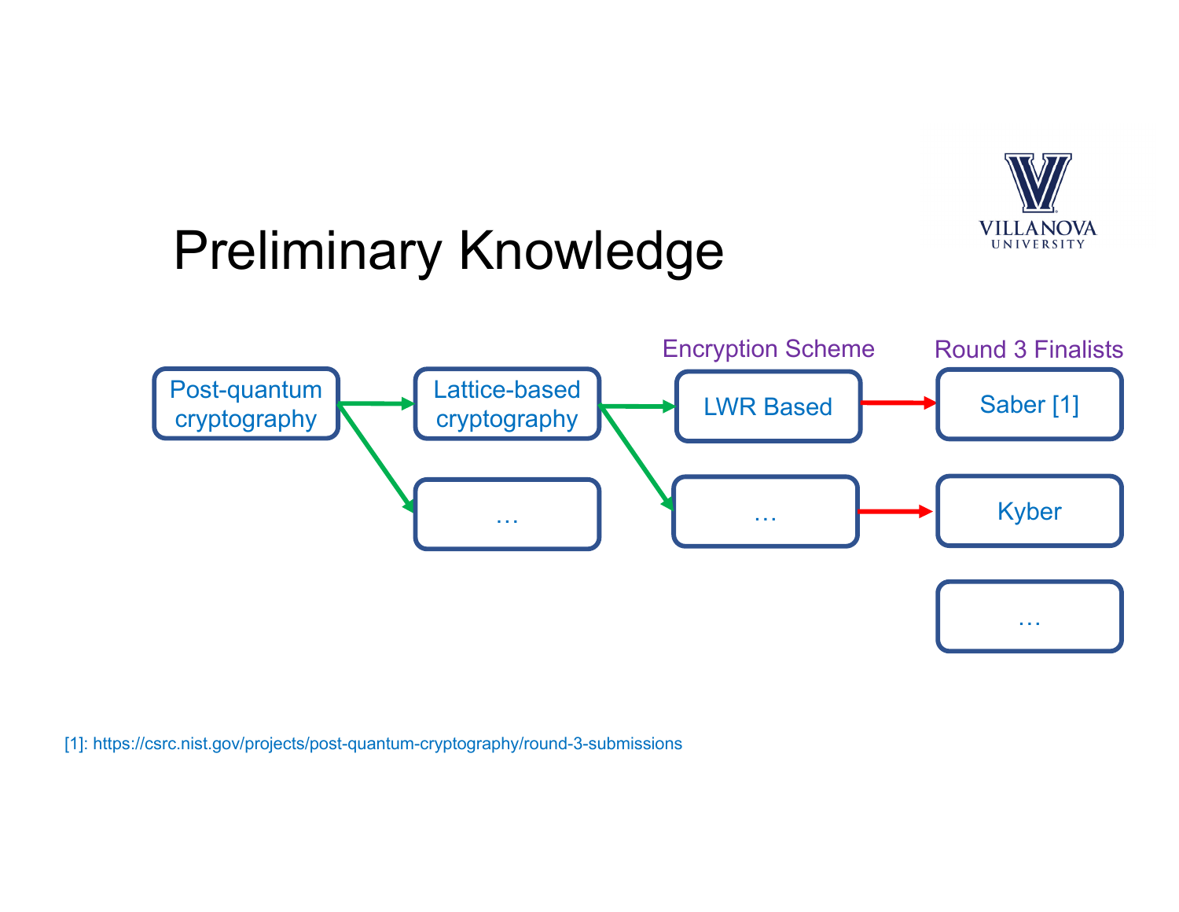# Preliminary Knowledge

Encryption Scheme

Round 3 Finalists

Post-quantum cryptography → Lattice-based cryptography → LWR Based → Saber [1]

Post-quantum cryptography → …

Lattice-based cryptography → … → Kyber

…

[1]: https://csrc.nist.gov/projects/post-quantum-cryptography/round-3-submissions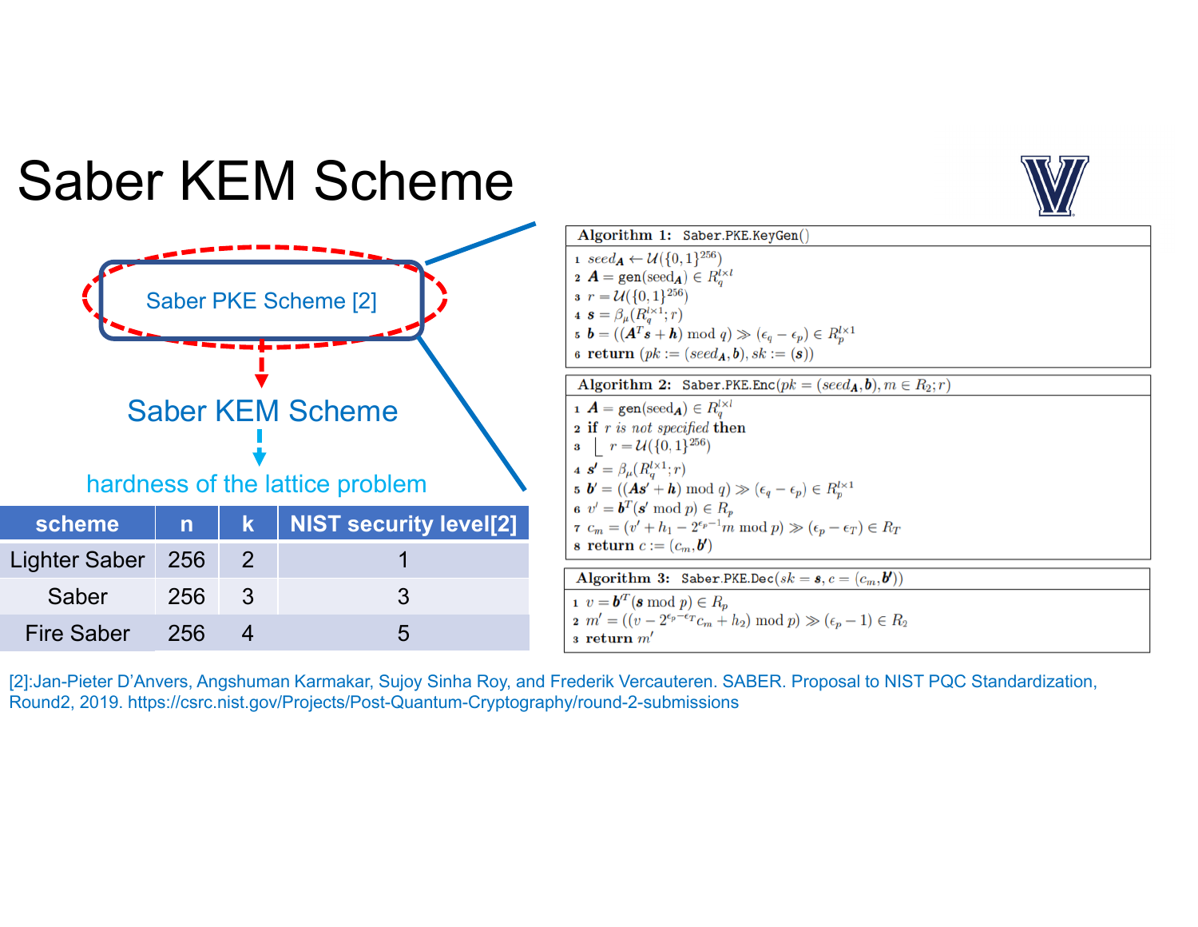# Saber KEM Scheme

Saber PKE Scheme [2]

Saber KEM Scheme

hardness of the lattice problem

| scheme | n | k | NIST security level[2] |
|---|---|---|---|
| Lighter Saber | 256 | 2 | 1 |
| Saber | 256 | 3 | 3 |
| Fire Saber | 256 | 4 | 5 |

**Algorithm 1:** Saber.PKE.KeyGen()

1. $seed_{\boldsymbol{A}} \leftarrow \mathcal{U}(\{0,1\}^{256})$
2. $\boldsymbol{A} = \text{gen}(\text{seed}_{\boldsymbol{A}}) \in R_q^{l \times l}$
3. $r = \mathcal{U}(\{0,1\}^{256})$
4. $\boldsymbol{s} = \beta_\mu(R_q^{l \times 1}; r)$
5. $\boldsymbol{b} = ((\boldsymbol{A}^T \boldsymbol{s} + \boldsymbol{h}) \bmod q) \gg (\epsilon_q - \epsilon_p) \in R_p^{l \times 1}$
6. **return** $(pk := (seed_{\boldsymbol{A}}, \boldsymbol{b}), sk := (\boldsymbol{s}))$

**Algorithm 2:** Saber.PKE.Enc($pk = (seed_{\boldsymbol{A}}, \boldsymbol{b}), m \in R_2; r$)

1. $\boldsymbol{A} = \text{gen}(\text{seed}_{\boldsymbol{A}}) \in R_q^{l \times l}$
2. **if** *r is not specified* **then**
3. $\quad r = \mathcal{U}(\{0,1\}^{256})$
4. $\boldsymbol{s}' = \beta_\mu(R_q^{l \times 1}; r)$
5. $\boldsymbol{b}' = ((\boldsymbol{A}\boldsymbol{s}' + \boldsymbol{h}) \bmod q) \gg (\epsilon_q - \epsilon_p) \in R_p^{l \times 1}$
6. $v' = \boldsymbol{b}^T (\boldsymbol{s}' \bmod p) \in R_p$
7. $c_m = (v' + h_1 - 2^{\epsilon_p - 1} m \bmod p) \gg (\epsilon_p - \epsilon_T) \in R_T$
8. **return** $c := (c_m, \boldsymbol{b}')$

**Algorithm 3:** Saber.PKE.Dec($sk = \boldsymbol{s}, c = (c_m, \boldsymbol{b}')$)

1. $v = \boldsymbol{b}'^T (\boldsymbol{s} \bmod p) \in R_p$
2. $m' = ((v - 2^{\epsilon_p - \epsilon_T} c_m + h_2) \bmod p) \gg (\epsilon_p - 1) \in R_2$
3. **return** $m'$

[2]:Jan-Pieter D'Anvers, Angshuman Karmakar, Sujoy Sinha Roy, and Frederik Vercauteren. SABER. Proposal to NIST PQC Standardization, Round2, 2019. https://csrc.nist.gov/Projects/Post-Quantum-Cryptography/round-2-submissions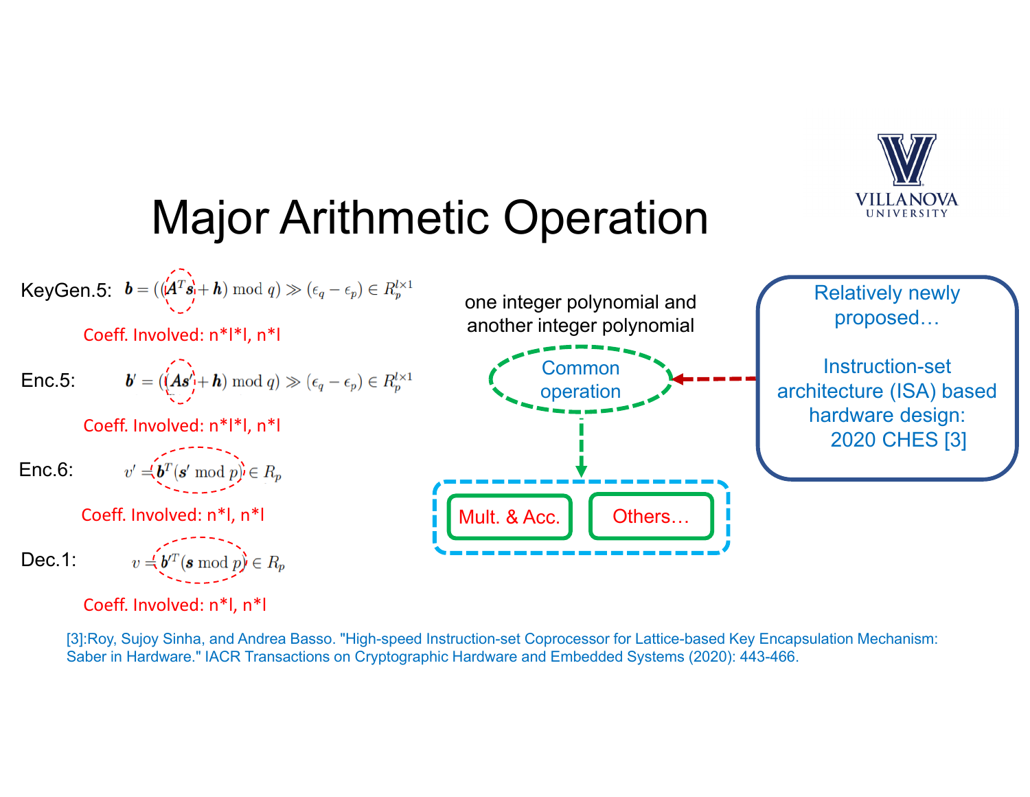# Major Arithmetic Operation

KeyGen.5: $\boldsymbol{b} = ((\boldsymbol{A}^T\boldsymbol{s} + \boldsymbol{h}) \bmod q) \gg (\epsilon_q - \epsilon_p) \in R_p^{l\times 1}$

Coeff. Involved: n*l*l, n*l

Enc.5: $\boldsymbol{b}' = ((\boldsymbol{A}\boldsymbol{s}' + \boldsymbol{h}) \bmod q) \gg (\epsilon_q - \epsilon_p) \in R_p^{l\times 1}$

Coeff. Involved: n*l*l, n*l

Enc.6: $v' = \boldsymbol{b}^T(\boldsymbol{s}' \bmod p) \in R_p$

Coeff. Involved: n*l, n*l

Dec.1: $v = \boldsymbol{b}'^T(\boldsymbol{s} \bmod p) \in R_p$

Coeff. Involved: n*l, n*l

one integer polynomial and another integer polynomial

Common operation

- Mult. & Acc.
- Others…

Relatively newly proposed…

Instruction-set architecture (ISA) based hardware design: 2020 CHES [3]

[3]:Roy, Sujoy Sinha, and Andrea Basso. "High-speed Instruction-set Coprocessor for Lattice-based Key Encapsulation Mechanism: Saber in Hardware." IACR Transactions on Cryptographic Hardware and Embedded Systems (2020): 443-466.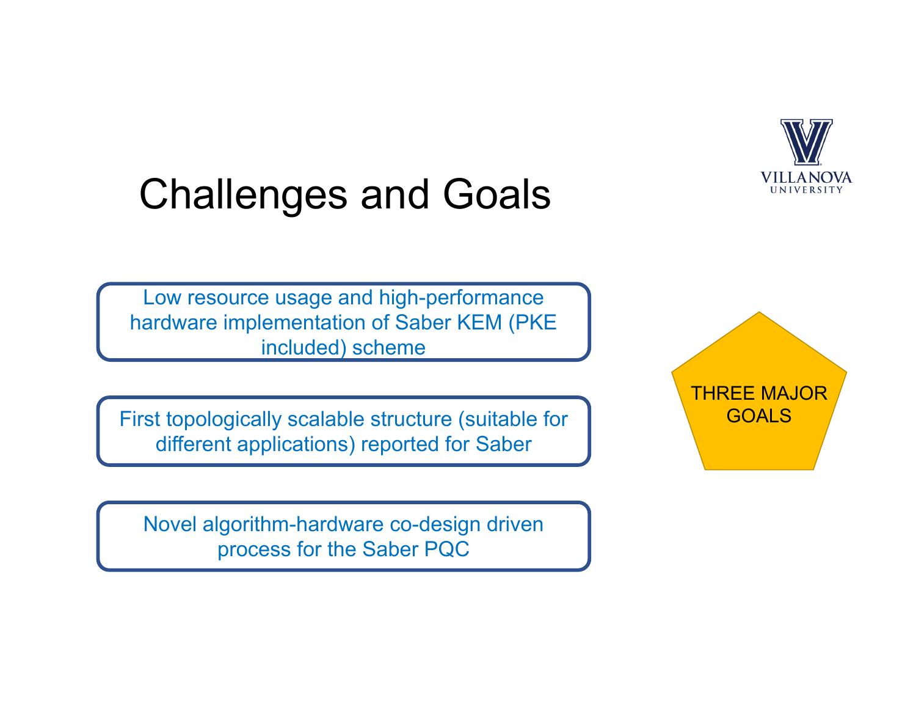# Challenges and Goals

- Low resource usage and high-performance hardware implementation of Saber KEM (PKE included) scheme
- First topologically scalable structure (suitable for different applications) reported for Saber
- Novel algorithm-hardware co-design driven process for the Saber PQC

THREE MAJOR GOALS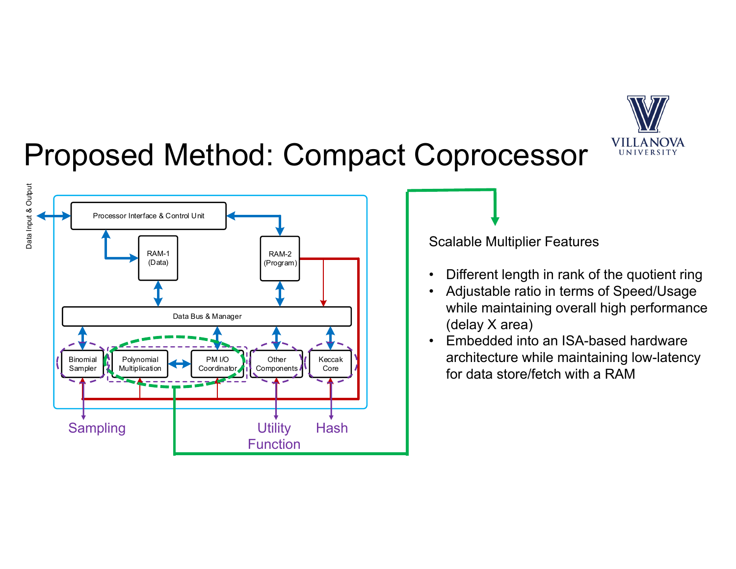# Proposed Method: Compact Coprocessor

Data Input & Output

Processor Interface & Control Unit

RAM-1 (Data)

RAM-2 (Program)

Data Bus & Manager

Binomial Sampler

Polynomial Multiplication

PM I/O Coordinator

Other Components

Keccak Core

Sampling

Utility Function

Hash

Scalable Multiplier Features

- Different length in rank of the quotient ring
- Adjustable ratio in terms of Speed/Usage while maintaining overall high performance (delay X area)
- Embedded into an ISA-based hardware architecture while maintaining low-latency for data store/fetch with a RAM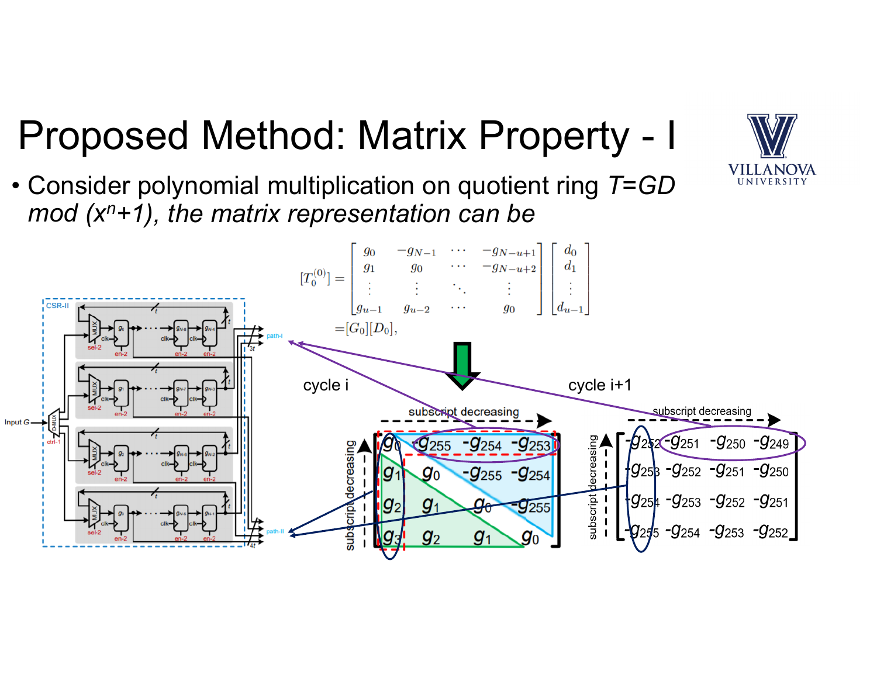# Proposed Method: Matrix Property - I

- Consider polynomial multiplication on quotient ring *T=GD mod (x^n+1), the matrix representation can be*

$$[T_0^{(0)}] = \begin{bmatrix} g_0 & -g_{N-1} & \cdots & -g_{N-u+1} \\ g_1 & g_0 & \cdots & -g_{N-u+2} \\ \vdots & \vdots & \ddots & \vdots \\ g_{u-1} & g_{u-2} & \cdots & g_0 \end{bmatrix} \begin{bmatrix} d_0 \\ d_1 \\ \vdots \\ d_{u-1} \end{bmatrix} = [G_0][D_0],$$

cycle i

$$\begin{bmatrix} g_0 & -g_{255} & -g_{254} & -g_{253} \\ g_1 & g_0 & -g_{255} & -g_{254} \\ g_2 & g_1 & g_0 & -g_{255} \\ g_3 & g_2 & g_1 & g_0 \end{bmatrix}$$

cycle i+1

$$\begin{bmatrix} -g_{252} & -g_{251} & -g_{250} & -g_{249} \\ -g_{253} & -g_{252} & -g_{251} & -g_{250} \\ -g_{254} & -g_{253} & -g_{252} & -g_{251} \\ -g_{255} & -g_{254} & -g_{253} & -g_{252} \end{bmatrix}$$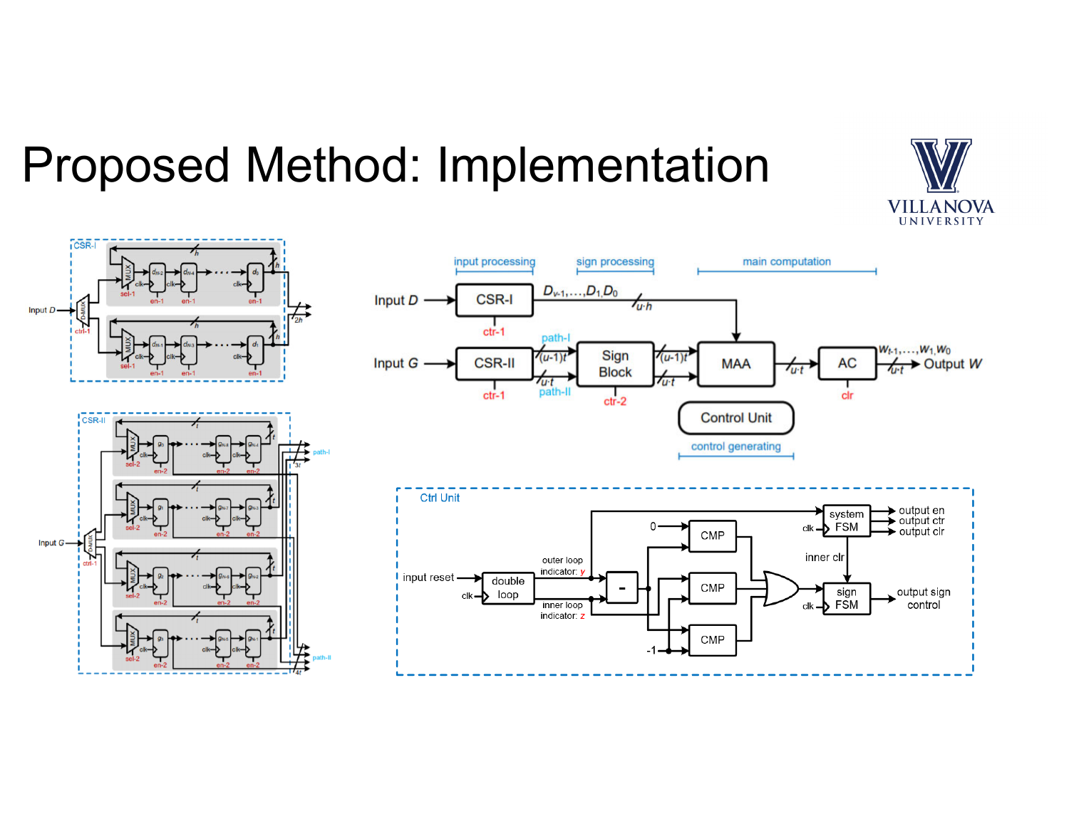# Proposed Method: Implementation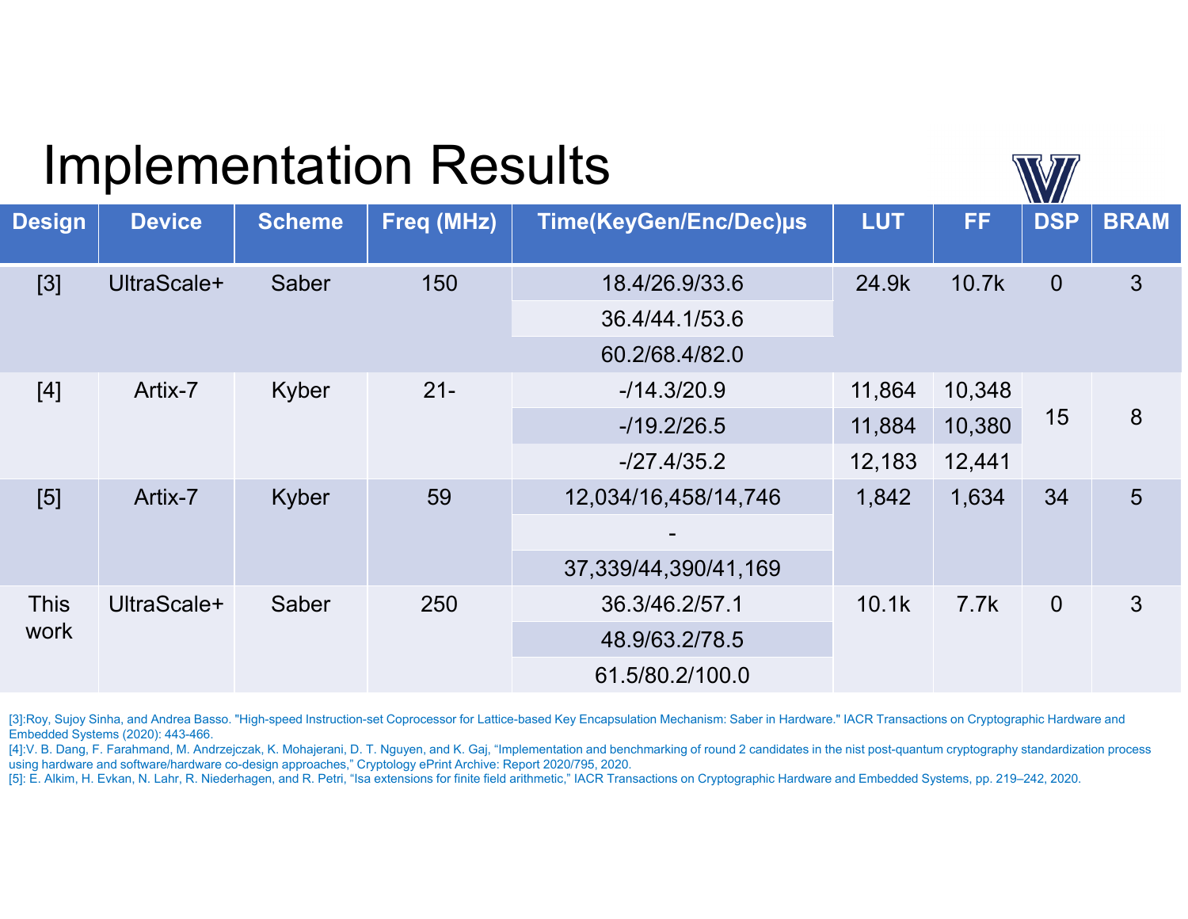# Implementation Results

| Design | Device | Scheme | Freq (MHz) | Time(KeyGen/Enc/Dec)μs | LUT | FF | DSP | BRAM |
|---|---|---|---|---|---|---|---|---|
| [3] | UltraScale+ | Saber | 150 | 18.4/26.9/33.6 | 24.9k | 10.7k | 0 | 3 |
| | | | | 36.4/44.1/53.6 | | | | |
| | | | | 60.2/68.4/82.0 | | | | |
| [4] | Artix-7 | Kyber | 21- | -/14.3/20.9 | 11,864 | 10,348 | 15 | 8 |
| | | | | -/19.2/26.5 | 11,884 | 10,380 | | |
| | | | | -/27.4/35.2 | 12,183 | 12,441 | | |
| [5] | Artix-7 | Kyber | 59 | 12,034/16,458/14,746 | 1,842 | 1,634 | 34 | 5 |
| | | | | - | | | | |
| | | | | 37,339/44,390/41,169 | | | | |
| This work | UltraScale+ | Saber | 250 | 36.3/46.2/57.1 | 10.1k | 7.7k | 0 | 3 |
| | | | | 48.9/63.2/78.5 | | | | |
| | | | | 61.5/80.2/100.0 | | | | |

[3]:Roy, Sujoy Sinha, and Andrea Basso. "High-speed Instruction-set Coprocessor for Lattice-based Key Encapsulation Mechanism: Saber in Hardware." IACR Transactions on Cryptographic Hardware and Embedded Systems (2020): 443-466.
[4]:V. B. Dang, F. Farahmand, M. Andrzejczak, K. Mohajerani, D. T. Nguyen, and K. Gaj, "Implementation and benchmarking of round 2 candidates in the nist post-quantum cryptography standardization process using hardware and software/hardware co-design approaches," Cryptology ePrint Archive: Report 2020/795, 2020.
[5]: E. Alkim, H. Evkan, N. Lahr, R. Niederhagen, and R. Petri, "Isa extensions for finite field arithmetic," IACR Transactions on Cryptographic Hardware and Embedded Systems, pp. 219–242, 2020.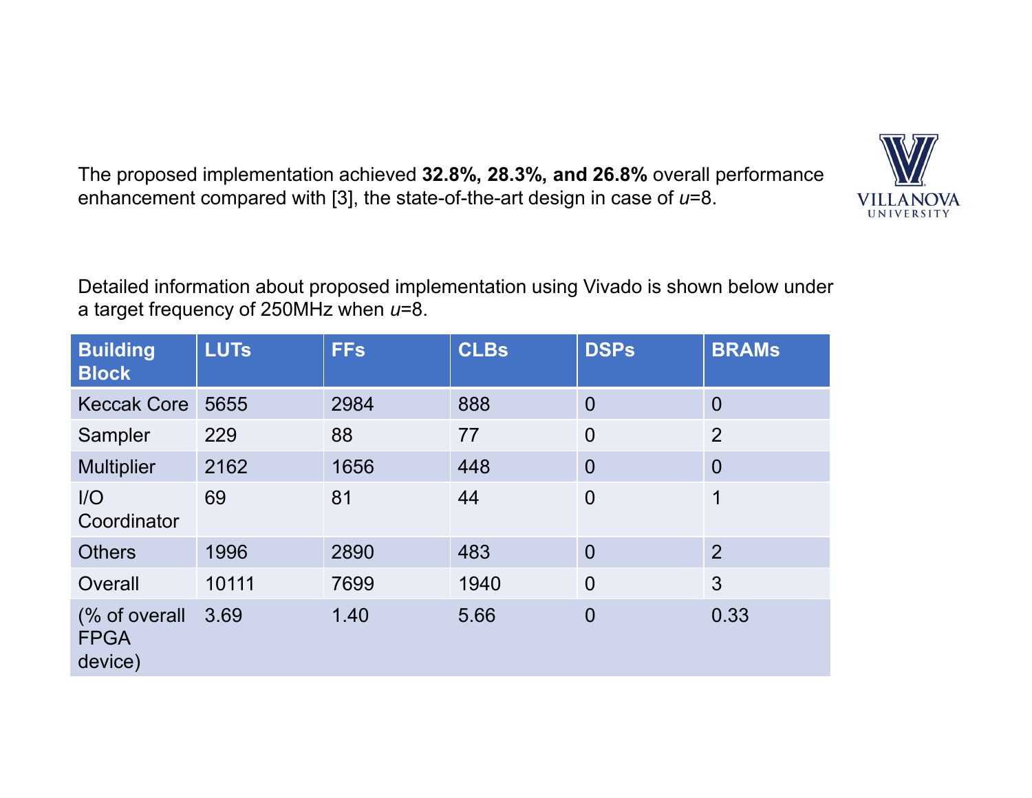The proposed implementation achieved **32.8%, 28.3%, and 26.8%** overall performance enhancement compared with [3], the state-of-the-art design in case of *u*=8.

Detailed information about proposed implementation using Vivado is shown below under a target frequency of 250MHz when *u*=8.

| Building Block | LUTs | FFs | CLBs | DSPs | BRAMs |
|---|---|---|---|---|---|
| Keccak Core | 5655 | 2984 | 888 | 0 | 0 |
| Sampler | 229 | 88 | 77 | 0 | 2 |
| Multiplier | 2162 | 1656 | 448 | 0 | 0 |
| I/O Coordinator | 69 | 81 | 44 | 0 | 1 |
| Others | 1996 | 2890 | 483 | 0 | 2 |
| Overall | 10111 | 7699 | 1940 | 0 | 3 |
| (% of overall FPGA device) | 3.69 | 1.40 | 5.66 | 0 | 0.33 |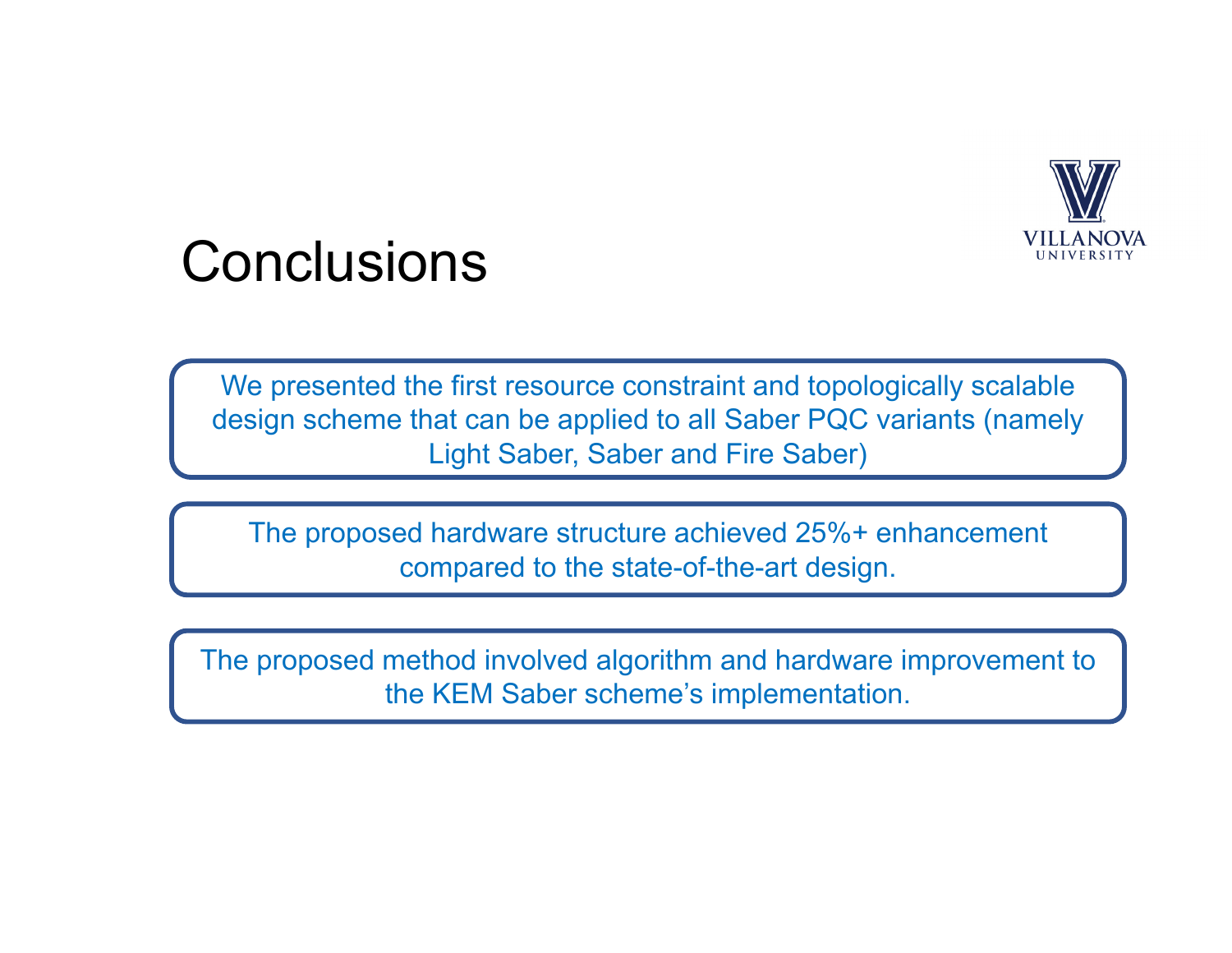# Conclusions

We presented the first resource constraint and topologically scalable design scheme that can be applied to all Saber PQC variants (namely Light Saber, Saber and Fire Saber)

The proposed hardware structure achieved 25%+ enhancement compared to the state-of-the-art design.

The proposed method involved algorithm and hardware improvement to the KEM Saber scheme's implementation.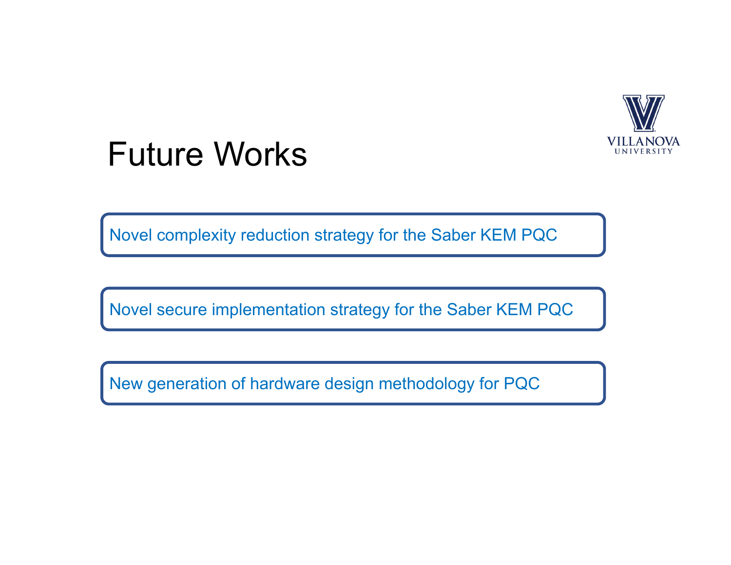# Future Works

- Novel complexity reduction strategy for the Saber KEM PQC
- Novel secure implementation strategy for the Saber KEM PQC
- New generation of hardware design methodology for PQC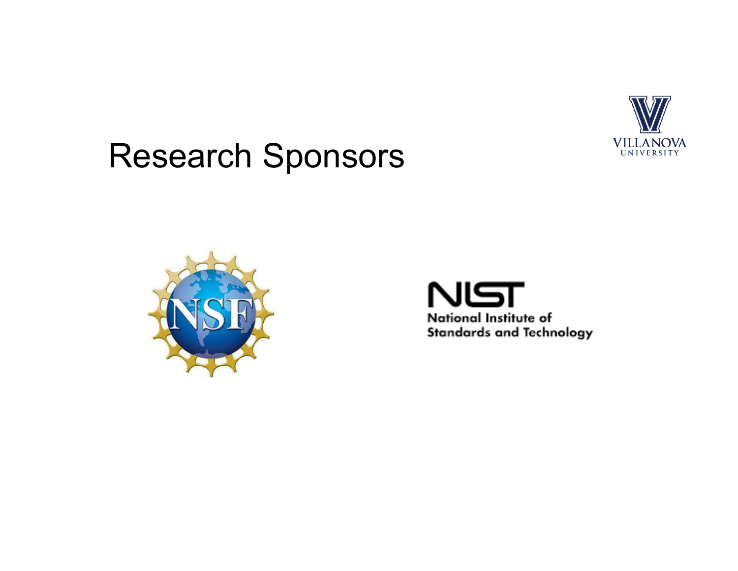# Research Sponsors

VILLANOVA UNIVERSITY

NSF

NIST
National Institute of Standards and Technology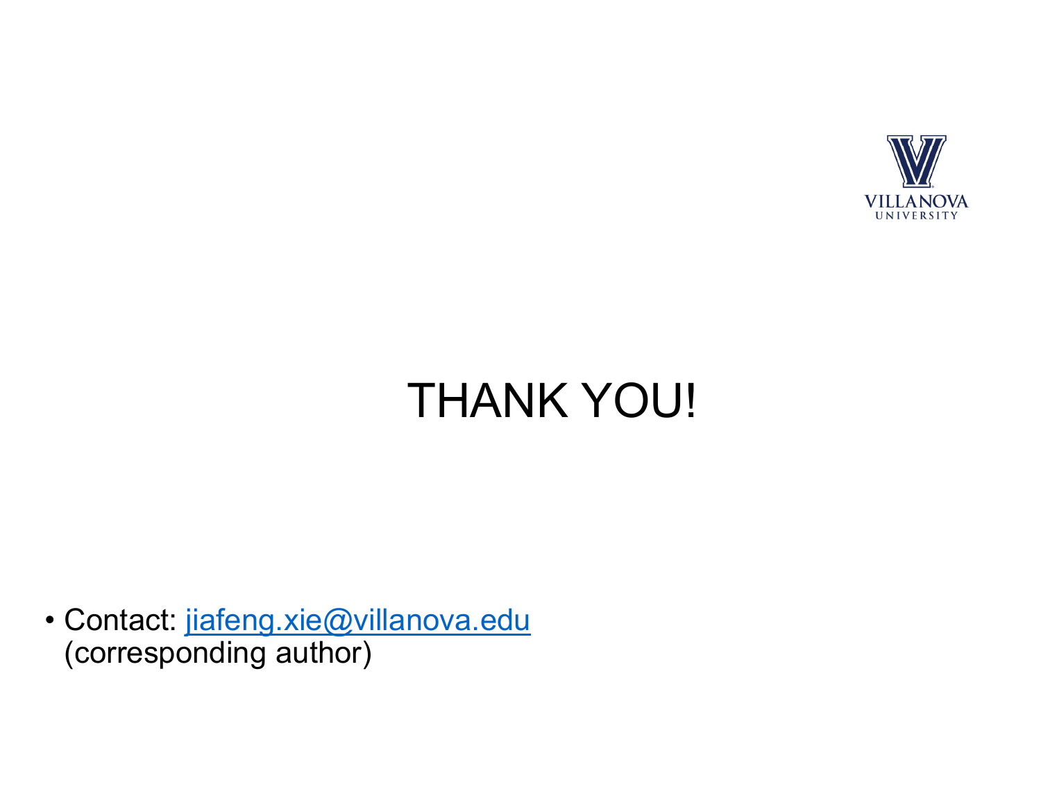VILLANOVA
UNIVERSITY

# THANK YOU!

- Contact: jiafeng.xie@villanova.edu (corresponding author)